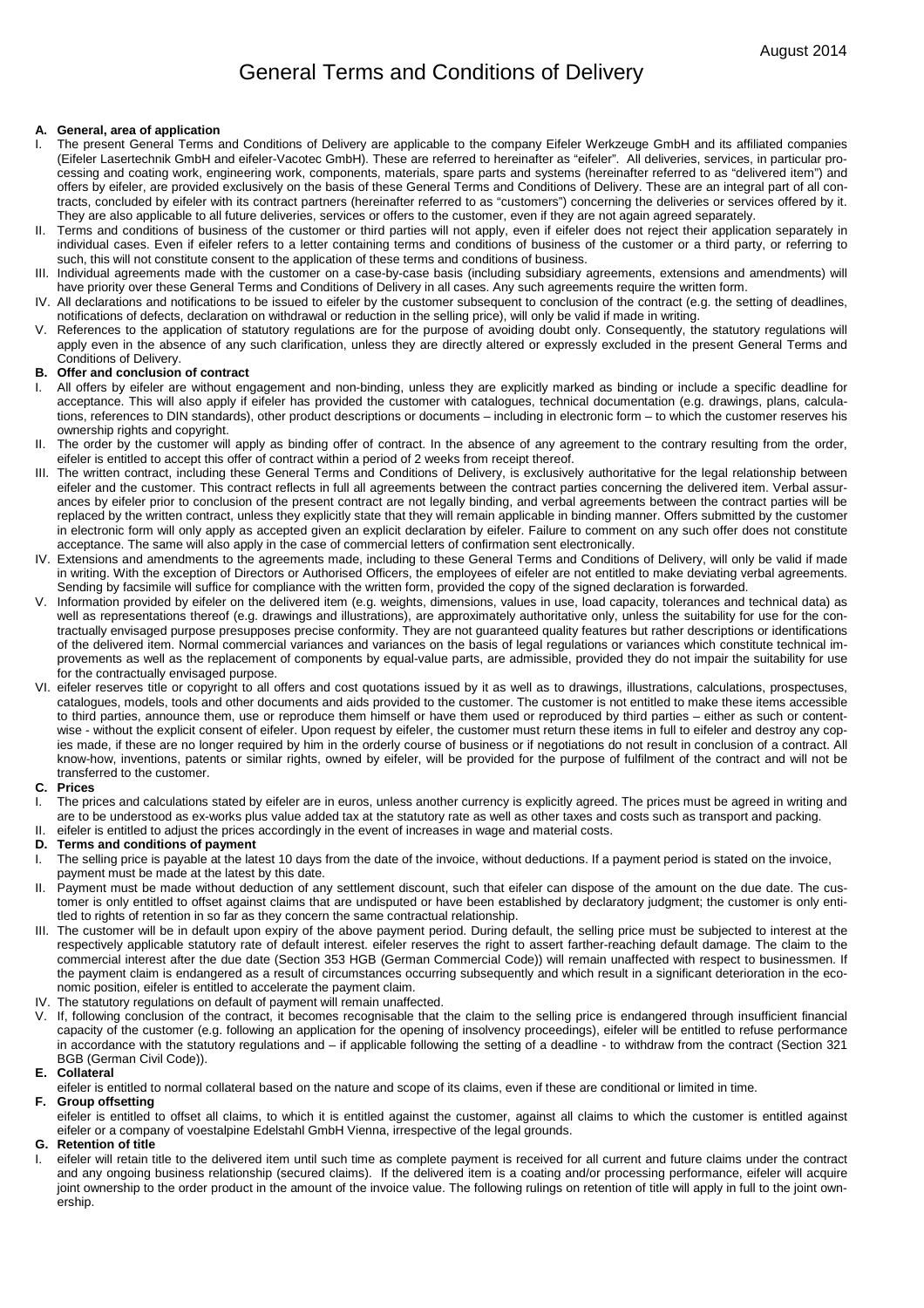August 2014

# General Terms and Conditions of Delivery

**A. General, area of application**

I. The present General Terms and Conditions of Delivery are applicable to the company Eifeler Werkzeuge GmbH and its affiliated companies (Eifeler Lasertechnik GmbH and eifeler-Vacotec GmbH). These are referred to hereinafter as "eifeler". All deliveries, services, in particular processing and coating work, engineering work, components, materials, spare parts and systems (hereinafter referred to as "delivered item") and offers by eifeler, are provided exclusively on the basis of these General Terms and Conditions of Delivery. These are an integral part of all contracts, concluded by eifeler with its contract partners (hereinafter referred to as "customers") concerning the deliveries or services offered by it. They are also applicable to all future deliveries, services or offers to the customer, even if they are not again agreed separately.

II. Terms and conditions of business of the customer or third parties will not apply, even if eifeler does not reject their application separately in individual cases. Even if eifeler refers to a letter containing terms and conditions of business of the customer or a third party, or referring to such, this will not constitute consent to the application of these terms and conditions of business.

III. Individual agreements made with the customer on a case-by-case basis (including subsidiary agreements, extensions and amendments) will have priority over these General Terms and Conditions of Delivery in all cases. Any such agreements require the written form.

IV. All declarations and notifications to be issued to eifeler by the customer subsequent to conclusion of the contract (e.g. the setting of deadlines, notifications of defects, declaration on withdrawal or reduction in the selling price), will only be valid if made in writing.

V. References to the application of statutory regulations are for the purpose of avoiding doubt only. Consequently, the statutory regulations will apply even in the absence of any such clarification, unless they are directly altered or expressly excluded in the present General Terms and Conditions of Delivery.

**B. Offer and conclusion of contract**

I. All offers by eifeler are without engagement and non-binding, unless they are explicitly marked as binding or include a specific deadline for acceptance. This will also apply if eifeler has provided the customer with catalogues, technical documentation (e.g. drawings, plans, calculations, references to DIN standards), other product descriptions or documents – including in electronic form – to which the customer reserves his ownership rights and copyright.

II. The order by the customer will apply as binding offer of contract. In the absence of any agreement to the contrary resulting from the order, eifeler is entitled to accept this offer of contract within a period of 2 weeks from receipt thereof.

III. The written contract, including these General Terms and Conditions of Delivery, is exclusively authoritative for the legal relationship between eifeler and the customer. This contract reflects in full all agreements between the contract parties concerning the delivered item. Verbal assurances by eifeler prior to conclusion of the present contract are not legally binding, and verbal agreements between the contract parties will be replaced by the written contract, unless they explicitly state that they will remain applicable in binding manner. Offers submitted by the customer in electronic form will only apply as accepted given an explicit declaration by eifeler. Failure to comment on any such offer does not constitute acceptance. The same will also apply in the case of commercial letters of confirmation sent electronically.

IV. Extensions and amendments to the agreements made, including to these General Terms and Conditions of Delivery, will only be valid if made in writing. With the exception of Directors or Authorised Officers, the employees of eifeler are not entitled to make deviating verbal agreements. Sending by facsimile will suffice for compliance with the written form, provided the copy of the signed declaration is forwarded.

V. Information provided by eifeler on the delivered item (e.g. weights, dimensions, values in use, load capacity, tolerances and technical data) as well as representations thereof (e.g. drawings and illustrations), are approximately authoritative only, unless the suitability for use for the contractually envisaged purpose presupposes precise conformity. They are not guaranteed quality features but rather descriptions or identifications of the delivered item. Normal commercial variances and variances on the basis of legal regulations or variances which constitute technical improvements as well as the replacement of components by equal-value parts, are admissible, provided they do not impair the suitability for use for the contractually envisaged purpose.

VI. eifeler reserves title or copyright to all offers and cost quotations issued by it as well as to drawings, illustrations, calculations, prospectuses, catalogues, models, tools and other documents and aids provided to the customer. The customer is not entitled to make these items accessible to third parties, announce them, use or reproduce them himself or have them used or reproduced by third parties – either as such or contentwise - without the explicit consent of eifeler. Upon request by eifeler, the customer must return these items in full to eifeler and destroy any copies made, if these are no longer required by him in the orderly course of business or if negotiations do not result in conclusion of a contract. All know-how, inventions, patents or similar rights, owned by eifeler, will be provided for the purpose of fulfilment of the contract and will not be transferred to the customer.

**C. Prices**

I. The prices and calculations stated by eifeler are in euros, unless another currency is explicitly agreed. The prices must be agreed in writing and are to be understood as ex-works plus value added tax at the statutory rate as well as other taxes and costs such as transport and packing.

II. eifeler is entitled to adjust the prices accordingly in the event of increases in wage and material costs.

**D. Terms and conditions of payment**

I. The selling price is payable at the latest 10 days from the date of the invoice, without deductions. If a payment period is stated on the invoice, payment must be made at the latest by this date.

II. Payment must be made without deduction of any settlement discount, such that eifeler can dispose of the amount on the due date. The customer is only entitled to offset against claims that are undisputed or have been established by declaratory judgment; the customer is only entitled to rights of retention in so far as they concern the same contractual relationship.

III. The customer will be in default upon expiry of the above payment period. During default, the selling price must be subjected to interest at the respectively applicable statutory rate of default interest. eifeler reserves the right to assert farther-reaching default damage. The claim to the commercial interest after the due date (Section 353 HGB (German Commercial Code)) will remain unaffected with respect to businessmen. If the payment claim is endangered as a result of circumstances occurring subsequently and which result in a significant deterioration in the economic position, eifeler is entitled to accelerate the payment claim.

IV. The statutory regulations on default of payment will remain unaffected.

V. If, following conclusion of the contract, it becomes recognisable that the claim to the selling price is endangered through insufficient financial capacity of the customer (e.g. following an application for the opening of insolvency proceedings), eifeler will be entitled to refuse performance in accordance with the statutory regulations and – if applicable following the setting of a deadline - to withdraw from the contract (Section 321 BGB (German Civil Code)).

**E. Collateral**

eifeler is entitled to normal collateral based on the nature and scope of its claims, even if these are conditional or limited in time.

**F. Group offsetting**

eifeler is entitled to offset all claims, to which it is entitled against the customer, against all claims to which the customer is entitled against eifeler or a company of voestalpine Edelstahl GmbH Vienna, irrespective of the legal grounds.

**G. Retention of title**

I. eifeler will retain title to the delivered item until such time as complete payment is received for all current and future claims under the contract and any ongoing business relationship (secured claims). If the delivered item is a coating and/or processing performance, eifeler will acquire joint ownership to the order product in the amount of the invoice value. The following rulings on retention of title will apply in full to the joint ownership.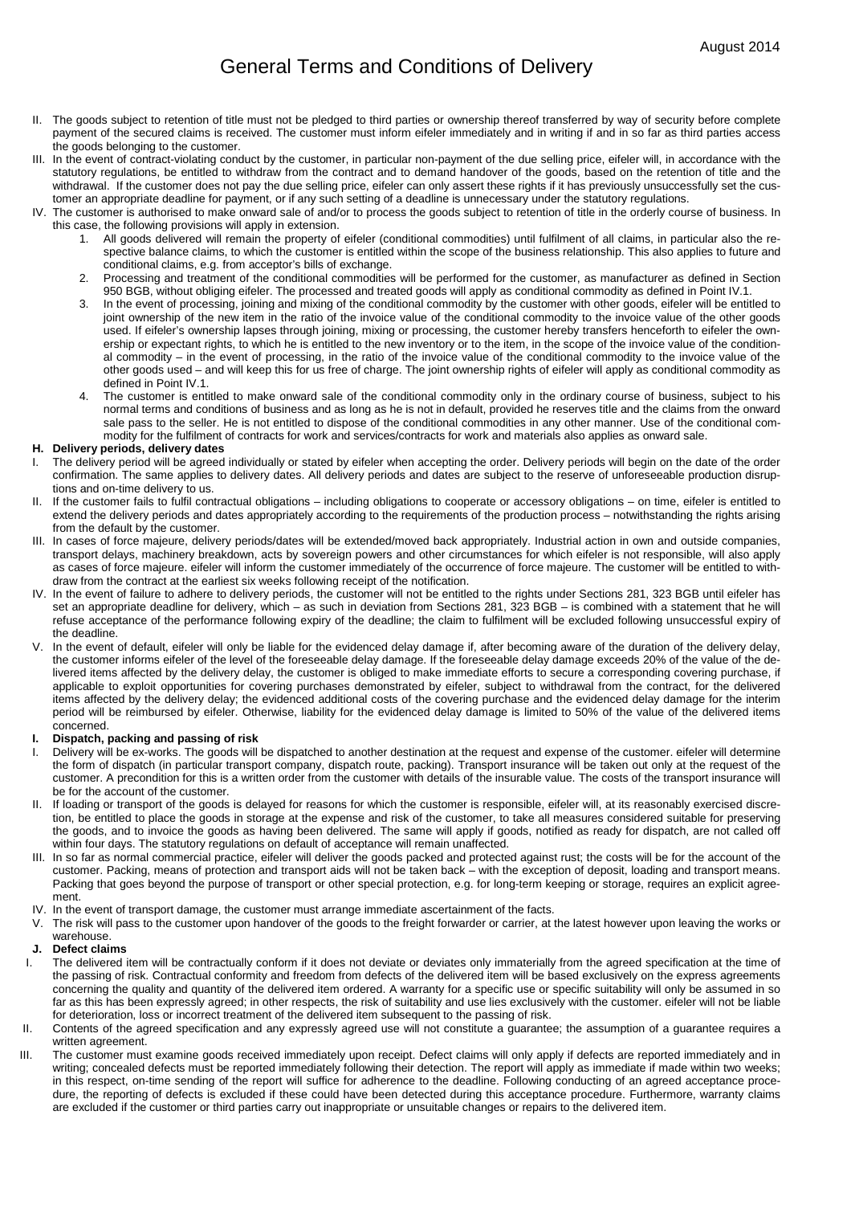# General Terms and Conditions of Delivery

II. The goods subject to retention of title must not be pledged to third parties or ownership thereof transferred by way of security before complete payment of the secured claims is received. The customer must inform eifeler immediately and in writing if and in so far as third parties access the goods belonging to the customer.

III. In the event of contract-violating conduct by the customer, in particular non-payment of the due selling price, eifeler will, in accordance with the statutory regulations, be entitled to withdraw from the contract and to demand handover of the goods, based on the retention of title and the withdrawal. If the customer does not pay the due selling price, eifeler can only assert these rights if it has previously unsuccessfully set the customer an appropriate deadline for payment, or if any such setting of a deadline is unnecessary under the statutory regulations.

IV. The customer is authorised to make onward sale of and/or to process the goods subject to retention of title in the orderly course of business. In this case, the following provisions will apply in extension.

1. All goods delivered will remain the property of eifeler (conditional commodities) until fulfilment of all claims, in particular also the respective balance claims, to which the customer is entitled within the scope of the business relationship. This also applies to future and conditional claims, e.g. from acceptor's bills of exchange.
2. Processing and treatment of the conditional commodities will be performed for the customer, as manufacturer as defined in Section 950 BGB, without obliging eifeler. The processed and treated goods will apply as conditional commodity as defined in Point IV.1.
3. In the event of processing, joining and mixing of the conditional commodity by the customer with other goods, eifeler will be entitled to joint ownership of the new item in the ratio of the invoice value of the conditional commodity to the invoice value of the other goods used. If eifeler's ownership lapses through joining, mixing or processing, the customer hereby transfers henceforth to eifeler the ownership or expectant rights, to which he is entitled to the new inventory or to the item, in the scope of the invoice value of the conditional commodity – in the event of processing, in the ratio of the invoice value of the conditional commodity to the invoice value of the other goods used – and will keep this for us free of charge. The joint ownership rights of eifeler will apply as conditional commodity as defined in Point IV.1.
4. The customer is entitled to make onward sale of the conditional commodity only in the ordinary course of business, subject to his normal terms and conditions of business and as long as he is not in default, provided he reserves title and the claims from the onward sale pass to the seller. He is not entitled to dispose of the conditional commodities in any other manner. Use of the conditional commodity for the fulfilment of contracts for work and services/contracts for work and materials also applies as onward sale.

## H. Delivery periods, delivery dates

I. The delivery period will be agreed individually or stated by eifeler when accepting the order. Delivery periods will begin on the date of the order confirmation. The same applies to delivery dates. All delivery periods and dates are subject to the reserve of unforeseeable production disruptions and on-time delivery to us.

II. If the customer fails to fulfil contractual obligations – including obligations to cooperate or accessory obligations – on time, eifeler is entitled to extend the delivery periods and dates appropriately according to the requirements of the production process – notwithstanding the rights arising from the default by the customer.

III. In cases of force majeure, delivery periods/dates will be extended/moved back appropriately. Industrial action in own and outside companies, transport delays, machinery breakdown, acts by sovereign powers and other circumstances for which eifeler is not responsible, will also apply as cases of force majeure. eifeler will inform the customer immediately of the occurrence of force majeure. The customer will be entitled to withdraw from the contract at the earliest six weeks following receipt of the notification.

IV. In the event of failure to adhere to delivery periods, the customer will not be entitled to the rights under Sections 281, 323 BGB until eifeler has set an appropriate deadline for delivery, which – as such in deviation from Sections 281, 323 BGB – is combined with a statement that he will refuse acceptance of the performance following expiry of the deadline; the claim to fulfilment will be excluded following unsuccessful expiry of the deadline.

V. In the event of default, eifeler will only be liable for the evidenced delay damage if, after becoming aware of the duration of the delivery delay, the customer informs eifeler of the level of the foreseeable delay damage. If the foreseeable delay damage exceeds 20% of the value of the delivered items affected by the delivery delay, the customer is obliged to make immediate efforts to secure a corresponding covering purchase, if applicable to exploit opportunities for covering purchases demonstrated by eifeler, subject to withdrawal from the contract, for the delivered items affected by the delivery delay; the evidenced additional costs of the covering purchase and the evidenced delay damage for the interim period will be reimbursed by eifeler. Otherwise, liability for the evidenced delay damage is limited to 50% of the value of the delivered items concerned.

## I. Dispatch, packing and passing of risk

I. Delivery will be ex-works. The goods will be dispatched to another destination at the request and expense of the customer. eifeler will determine the form of dispatch (in particular transport company, dispatch route, packing). Transport insurance will be taken out only at the request of the customer. A precondition for this is a written order from the customer with details of the insurable value. The costs of the transport insurance will be for the account of the customer.

II. If loading or transport of the goods is delayed for reasons for which the customer is responsible, eifeler will, at its reasonably exercised discretion, be entitled to place the goods in storage at the expense and risk of the customer, to take all measures considered suitable for preserving the goods, and to invoice the goods as having been delivered. The same will apply if goods, notified as ready for dispatch, are not called off within four days. The statutory regulations on default of acceptance will remain unaffected.

III. In so far as normal commercial practice, eifeler will deliver the goods packed and protected against rust; the costs will be for the account of the customer. Packing, means of protection and transport aids will not be taken back – with the exception of deposit, loading and transport means. Packing that goes beyond the purpose of transport or other special protection, e.g. for long-term keeping or storage, requires an explicit agreement.

IV. In the event of transport damage, the customer must arrange immediate ascertainment of the facts.

V. The risk will pass to the customer upon handover of the goods to the freight forwarder or carrier, at the latest however upon leaving the works or warehouse.

## J. Defect claims

I. The delivered item will be contractually conform if it does not deviate or deviates only immaterially from the agreed specification at the time of the passing of risk. Contractual conformity and freedom from defects of the delivered item will be based exclusively on the express agreements concerning the quality and quantity of the delivered item ordered. A warranty for a specific use or specific suitability will only be assumed in so far as this has been expressly agreed; in other respects, the risk of suitability and use lies exclusively with the customer. eifeler will not be liable for deterioration, loss or incorrect treatment of the delivered item subsequent to the passing of risk.

II. Contents of the agreed specification and any expressly agreed use will not constitute a guarantee; the assumption of a guarantee requires a written agreement.

III. The customer must examine goods received immediately upon receipt. Defect claims will only apply if defects are reported immediately and in writing; concealed defects must be reported immediately following their detection. The report will apply as immediate if made within two weeks; in this respect, on-time sending of the report will suffice for adherence to the deadline. Following conducting of an agreed acceptance procedure, the reporting of defects is excluded if these could have been detected during this acceptance procedure. Furthermore, warranty claims are excluded if the customer or third parties carry out inappropriate or unsuitable changes or repairs to the delivered item.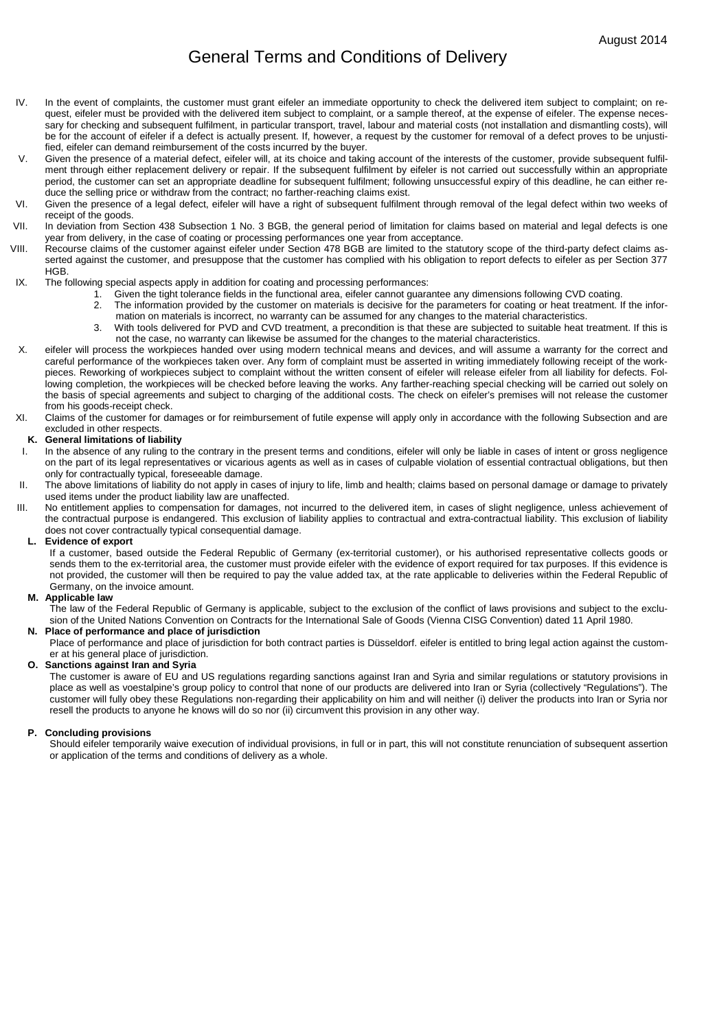# General Terms and Conditions of Delivery

IV. In the event of complaints, the customer must grant eifeler an immediate opportunity to check the delivered item subject to complaint; on request, eifeler must be provided with the delivered item subject to complaint, or a sample thereof, at the expense of eifeler. The expense necessary for checking and subsequent fulfilment, in particular transport, travel, labour and material costs (not installation and dismantling costs), will be for the account of eifeler if a defect is actually present. If, however, a request by the customer for removal of a defect proves to be unjustified, eifeler can demand reimbursement of the costs incurred by the buyer.

V. Given the presence of a material defect, eifeler will, at its choice and taking account of the interests of the customer, provide subsequent fulfilment through either replacement delivery or repair. If the subsequent fulfilment by eifeler is not carried out successfully within an appropriate period, the customer can set an appropriate deadline for subsequent fulfilment; following unsuccessful expiry of this deadline, he can either reduce the selling price or withdraw from the contract; no farther-reaching claims exist.

VI. Given the presence of a legal defect, eifeler will have a right of subsequent fulfilment through removal of the legal defect within two weeks of receipt of the goods.

VII. In deviation from Section 438 Subsection 1 No. 3 BGB, the general period of limitation for claims based on material and legal defects is one year from delivery, in the case of coating or processing performances one year from acceptance.

VIII. Recourse claims of the customer against eifeler under Section 478 BGB are limited to the statutory scope of the third-party defect claims asserted against the customer, and presuppose that the customer has complied with his obligation to report defects to eifeler as per Section 377 HGB.

IX. The following special aspects apply in addition for coating and processing performances:

1. Given the tight tolerance fields in the functional area, eifeler cannot guarantee any dimensions following CVD coating.
2. The information provided by the customer on materials is decisive for the parameters for coating or heat treatment. If the information on materials is incorrect, no warranty can be assumed for any changes to the material characteristics.
3. With tools delivered for PVD and CVD treatment, a precondition is that these are subjected to suitable heat treatment. If this is not the case, no warranty can likewise be assumed for the changes to the material characteristics.

X. eifeler will process the workpieces handed over using modern technical means and devices, and will assume a warranty for the correct and careful performance of the workpieces taken over. Any form of complaint must be asserted in writing immediately following receipt of the workpieces. Reworking of workpieces subject to complaint without the written consent of eifeler will release eifeler from all liability for defects. Following completion, the workpieces will be checked before leaving the works. Any farther-reaching special checking will be carried out solely on the basis of special agreements and subject to charging of the additional costs. The check on eifeler's premises will not release the customer from his goods-receipt check.

XI. Claims of the customer for damages or for reimbursement of futile expense will apply only in accordance with the following Subsection and are excluded in other respects.

## K. General limitations of liability

I. In the absence of any ruling to the contrary in the present terms and conditions, eifeler will only be liable in cases of intent or gross negligence on the part of its legal representatives or vicarious agents as well as in cases of culpable violation of essential contractual obligations, but then only for contractually typical, foreseeable damage.

II. The above limitations of liability do not apply in cases of injury to life, limb and health; claims based on personal damage or damage to privately used items under the product liability law are unaffected.

III. No entitlement applies to compensation for damages, not incurred to the delivered item, in cases of slight negligence, unless achievement of the contractual purpose is endangered. This exclusion of liability applies to contractual and extra-contractual liability. This exclusion of liability does not cover contractually typical consequential damage.

## L. Evidence of export

If a customer, based outside the Federal Republic of Germany (ex-territorial customer), or his authorised representative collects goods or sends them to the ex-territorial area, the customer must provide eifeler with the evidence of export required for tax purposes. If this evidence is not provided, the customer will then be required to pay the value added tax, at the rate applicable to deliveries within the Federal Republic of Germany, on the invoice amount.

## M. Applicable law

The law of the Federal Republic of Germany is applicable, subject to the exclusion of the conflict of laws provisions and subject to the exclusion of the United Nations Convention on Contracts for the International Sale of Goods (Vienna CISG Convention) dated 11 April 1980.

## N. Place of performance and place of jurisdiction

Place of performance and place of jurisdiction for both contract parties is Düsseldorf. eifeler is entitled to bring legal action against the customer at his general place of jurisdiction.

## O. Sanctions against Iran and Syria

The customer is aware of EU and US regulations regarding sanctions against Iran and Syria and similar regulations or statutory provisions in place as well as voestalpine's group policy to control that none of our products are delivered into Iran or Syria (collectively "Regulations"). The customer will fully obey these Regulations non-regarding their applicability on him and will neither (i) deliver the products into Iran or Syria nor resell the products to anyone he knows will do so nor (ii) circumvent this provision in any other way.

## P. Concluding provisions

Should eifeler temporarily waive execution of individual provisions, in full or in part, this will not constitute renunciation of subsequent assertion or application of the terms and conditions of delivery as a whole.